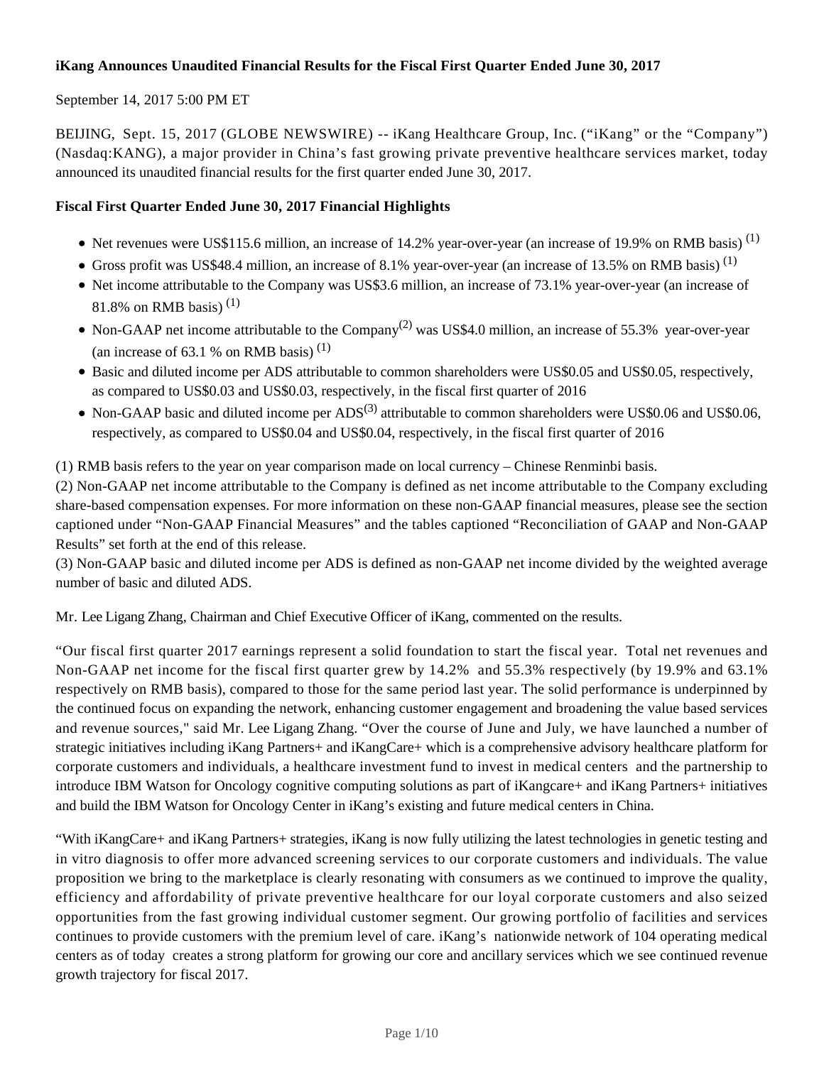# iKang Announces Unaudited Financial Results for the Fiscal First Quarter Ended June 30, 2017

September 14, 2017 5:00 PM ET

BEIJING, Sept. 15, 2017 (GLOBE NEWSWIRE) -- iKang Healthcare Group, Inc. ("iKang" or the "Company") (Nasdaq:KANG), a major provider in China's fast growing private preventive healthcare services market, today announced its unaudited financial results for the first quarter ended June 30, 2017.

## Fiscal First Quarter Ended June 30, 2017 Financial Highlights

- Net revenues were US$115.6 million, an increase of 14.2% year-over-year (an increase of 19.9% on RMB basis) (1)
- Gross profit was US$48.4 million, an increase of 8.1% year-over-year (an increase of 13.5% on RMB basis) (1)
- Net income attributable to the Company was US$3.6 million, an increase of 73.1% year-over-year (an increase of 81.8% on RMB basis) (1)
- Non-GAAP net income attributable to the Company(2) was US$4.0 million, an increase of 55.3% year-over-year (an increase of 63.1 % on RMB basis) (1)
- Basic and diluted income per ADS attributable to common shareholders were US$0.05 and US$0.05, respectively, as compared to US$0.03 and US$0.03, respectively, in the fiscal first quarter of 2016
- Non-GAAP basic and diluted income per ADS(3) attributable to common shareholders were US$0.06 and US$0.06, respectively, as compared to US$0.04 and US$0.04, respectively, in the fiscal first quarter of 2016

(1) RMB basis refers to the year on year comparison made on local currency – Chinese Renminbi basis.
(2) Non-GAAP net income attributable to the Company is defined as net income attributable to the Company excluding share-based compensation expenses. For more information on these non-GAAP financial measures, please see the section captioned under "Non-GAAP Financial Measures" and the tables captioned "Reconciliation of GAAP and Non-GAAP Results" set forth at the end of this release.
(3) Non-GAAP basic and diluted income per ADS is defined as non-GAAP net income divided by the weighted average number of basic and diluted ADS.

Mr. Lee Ligang Zhang, Chairman and Chief Executive Officer of iKang, commented on the results.

"Our fiscal first quarter 2017 earnings represent a solid foundation to start the fiscal year. Total net revenues and Non-GAAP net income for the fiscal first quarter grew by 14.2% and 55.3% respectively (by 19.9% and 63.1% respectively on RMB basis), compared to those for the same period last year. The solid performance is underpinned by the continued focus on expanding the network, enhancing customer engagement and broadening the value based services and revenue sources," said Mr. Lee Ligang Zhang. "Over the course of June and July, we have launched a number of strategic initiatives including iKang Partners+ and iKangCare+ which is a comprehensive advisory healthcare platform for corporate customers and individuals, a healthcare investment fund to invest in medical centers and the partnership to introduce IBM Watson for Oncology cognitive computing solutions as part of iKangcare+ and iKang Partners+ initiatives and build the IBM Watson for Oncology Center in iKang's existing and future medical centers in China.

"With iKangCare+ and iKang Partners+ strategies, iKang is now fully utilizing the latest technologies in genetic testing and in vitro diagnosis to offer more advanced screening services to our corporate customers and individuals. The value proposition we bring to the marketplace is clearly resonating with consumers as we continued to improve the quality, efficiency and affordability of private preventive healthcare for our loyal corporate customers and also seized opportunities from the fast growing individual customer segment. Our growing portfolio of facilities and services continues to provide customers with the premium level of care. iKang's nationwide network of 104 operating medical centers as of today creates a strong platform for growing our core and ancillary services which we see continued revenue growth trajectory for fiscal 2017.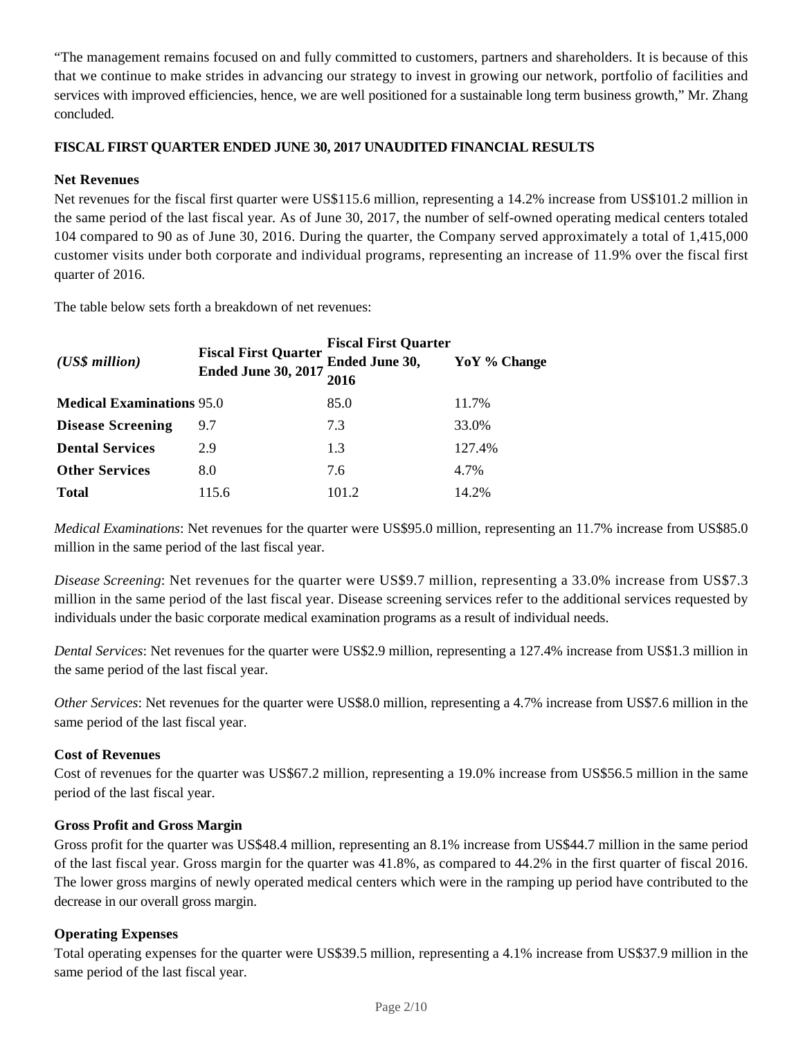"The management remains focused on and fully committed to customers, partners and shareholders. It is because of this that we continue to make strides in advancing our strategy to invest in growing our network, portfolio of facilities and services with improved efficiencies, hence, we are well positioned for a sustainable long term business growth," Mr. Zhang concluded.

## FISCAL FIRST QUARTER ENDED JUNE 30, 2017 UNAUDITED FINANCIAL RESULTS

**Net Revenues**

Net revenues for the fiscal first quarter were US$115.6 million, representing a 14.2% increase from US$101.2 million in the same period of the last fiscal year. As of June 30, 2017, the number of self-owned operating medical centers totaled 104 compared to 90 as of June 30, 2016. During the quarter, the Company served approximately a total of 1,415,000 customer visits under both corporate and individual programs, representing an increase of 11.9% over the fiscal first quarter of 2016.

The table below sets forth a breakdown of net revenues:

| *(US$ million)* | Fiscal First Quarter Ended June 30, 2017 | Fiscal First Quarter Ended June 30, 2016 | YoY % Change |
|---|---|---|---|
| **Medical Examinations** | 95.0 | 85.0 | 11.7% |
| **Disease Screening** | 9.7 | 7.3 | 33.0% |
| **Dental Services** | 2.9 | 1.3 | 127.4% |
| **Other Services** | 8.0 | 7.6 | 4.7% |
| **Total** | 115.6 | 101.2 | 14.2% |

*Medical Examinations*: Net revenues for the quarter were US$95.0 million, representing an 11.7% increase from US$85.0 million in the same period of the last fiscal year.

*Disease Screening*: Net revenues for the quarter were US$9.7 million, representing a 33.0% increase from US$7.3 million in the same period of the last fiscal year. Disease screening services refer to the additional services requested by individuals under the basic corporate medical examination programs as a result of individual needs.

*Dental Services*: Net revenues for the quarter were US$2.9 million, representing a 127.4% increase from US$1.3 million in the same period of the last fiscal year.

*Other Services*: Net revenues for the quarter were US$8.0 million, representing a 4.7% increase from US$7.6 million in the same period of the last fiscal year.

**Cost of Revenues**

Cost of revenues for the quarter was US$67.2 million, representing a 19.0% increase from US$56.5 million in the same period of the last fiscal year.

**Gross Profit and Gross Margin**

Gross profit for the quarter was US$48.4 million, representing an 8.1% increase from US$44.7 million in the same period of the last fiscal year. Gross margin for the quarter was 41.8%, as compared to 44.2% in the first quarter of fiscal 2016. The lower gross margins of newly operated medical centers which were in the ramping up period have contributed to the decrease in our overall gross margin.

**Operating Expenses**

Total operating expenses for the quarter were US$39.5 million, representing a 4.1% increase from US$37.9 million in the same period of the last fiscal year.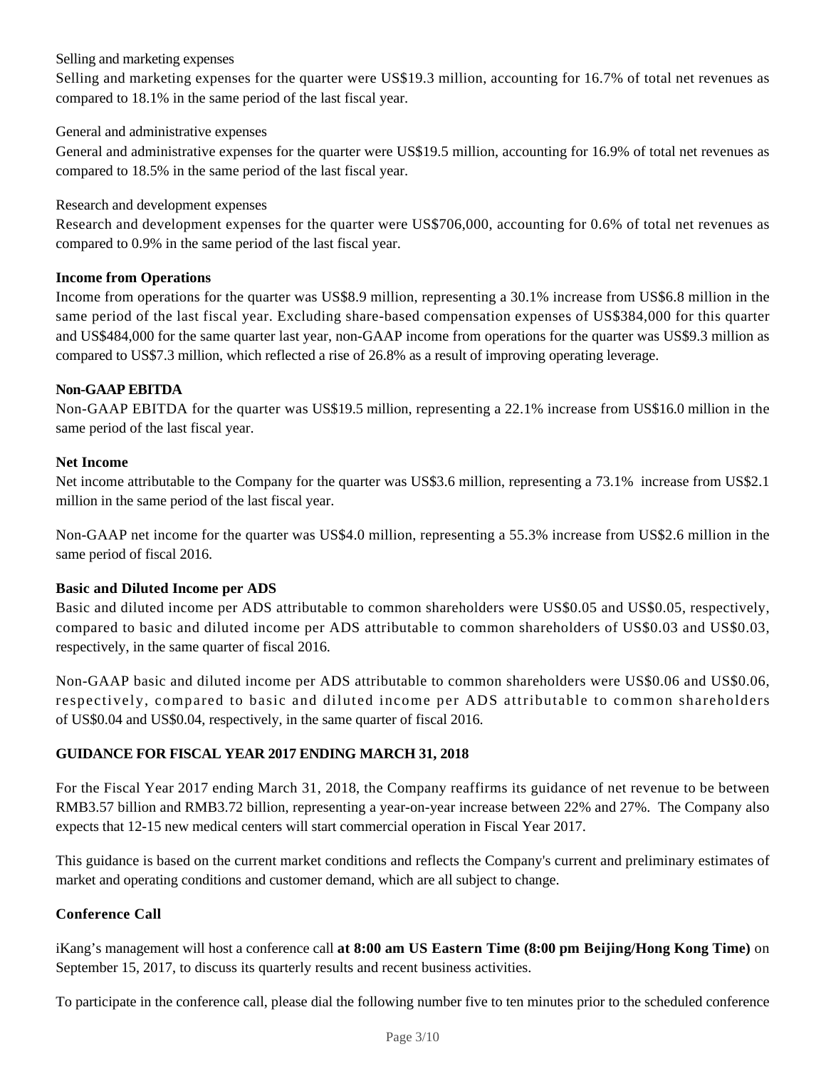Selling and marketing expenses

Selling and marketing expenses for the quarter were US$19.3 million, accounting for 16.7% of total net revenues as compared to 18.1% in the same period of the last fiscal year.

General and administrative expenses

General and administrative expenses for the quarter were US$19.5 million, accounting for 16.9% of total net revenues as compared to 18.5% in the same period of the last fiscal year.

Research and development expenses

Research and development expenses for the quarter were US$706,000, accounting for 0.6% of total net revenues as compared to 0.9% in the same period of the last fiscal year.

**Income from Operations**

Income from operations for the quarter was US$8.9 million, representing a 30.1% increase from US$6.8 million in the same period of the last fiscal year. Excluding share-based compensation expenses of US$384,000 for this quarter and US$484,000 for the same quarter last year, non-GAAP income from operations for the quarter was US$9.3 million as compared to US$7.3 million, which reflected a rise of 26.8% as a result of improving operating leverage.

**Non-GAAP EBITDA**

Non-GAAP EBITDA for the quarter was US$19.5 million, representing a 22.1% increase from US$16.0 million in the same period of the last fiscal year.

**Net Income**

Net income attributable to the Company for the quarter was US$3.6 million, representing a 73.1% increase from US$2.1 million in the same period of the last fiscal year.

Non-GAAP net income for the quarter was US$4.0 million, representing a 55.3% increase from US$2.6 million in the same period of fiscal 2016.

**Basic and Diluted Income per ADS**

Basic and diluted income per ADS attributable to common shareholders were US$0.05 and US$0.05, respectively, compared to basic and diluted income per ADS attributable to common shareholders of US$0.03 and US$0.03, respectively, in the same quarter of fiscal 2016.

Non-GAAP basic and diluted income per ADS attributable to common shareholders were US$0.06 and US$0.06, respectively, compared to basic and diluted income per ADS attributable to common shareholders of US$0.04 and US$0.04, respectively, in the same quarter of fiscal 2016.

**GUIDANCE FOR FISCAL YEAR 2017 ENDING MARCH 31, 2018**

For the Fiscal Year 2017 ending March 31, 2018, the Company reaffirms its guidance of net revenue to be between RMB3.57 billion and RMB3.72 billion, representing a year-on-year increase between 22% and 27%. The Company also expects that 12-15 new medical centers will start commercial operation in Fiscal Year 2017.

This guidance is based on the current market conditions and reflects the Company's current and preliminary estimates of market and operating conditions and customer demand, which are all subject to change.

**Conference Call**

iKang's management will host a conference call **at 8:00 am US Eastern Time (8:00 pm Beijing/Hong Kong Time)** on September 15, 2017, to discuss its quarterly results and recent business activities.

To participate in the conference call, please dial the following number five to ten minutes prior to the scheduled conference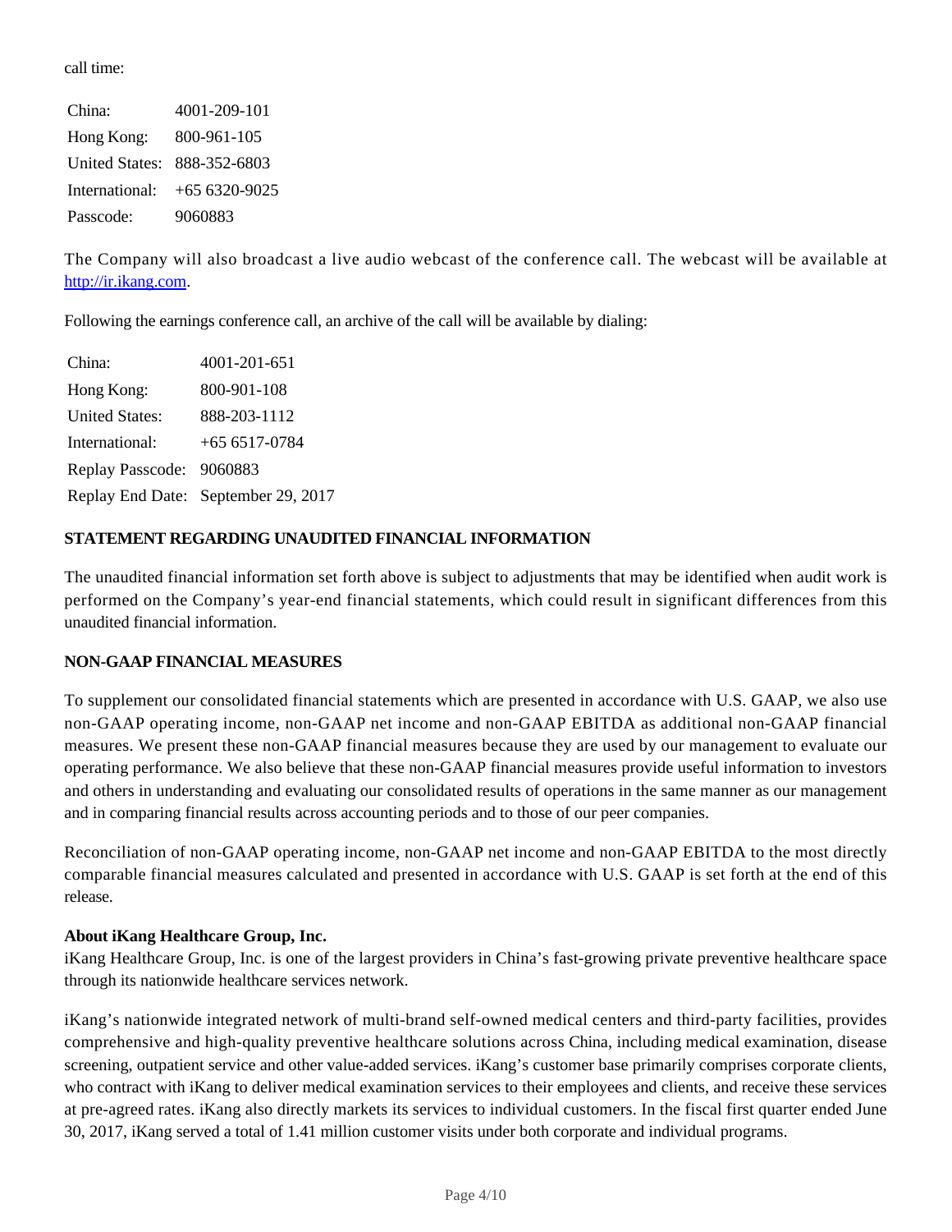call time:

| China: | 4001-209-101 |
| --- | --- |
| Hong Kong: | 800-961-105 |
| United States: | 888-352-6803 |
| International: | +65 6320-9025 |
| Passcode: | 9060883 |

The Company will also broadcast a live audio webcast of the conference call. The webcast will be available at http://ir.ikang.com.

Following the earnings conference call, an archive of the call will be available by dialing:

| China: | 4001-201-651 |
| --- | --- |
| Hong Kong: | 800-901-108 |
| United States: | 888-203-1112 |
| International: | +65 6517-0784 |
| Replay Passcode: | 9060883 |
| Replay End Date: | September 29, 2017 |

**STATEMENT REGARDING UNAUDITED FINANCIAL INFORMATION**

The unaudited financial information set forth above is subject to adjustments that may be identified when audit work is performed on the Company's year-end financial statements, which could result in significant differences from this unaudited financial information.

**NON-GAAP FINANCIAL MEASURES**

To supplement our consolidated financial statements which are presented in accordance with U.S. GAAP, we also use non-GAAP operating income, non-GAAP net income and non-GAAP EBITDA as additional non-GAAP financial measures. We present these non-GAAP financial measures because they are used by our management to evaluate our operating performance. We also believe that these non-GAAP financial measures provide useful information to investors and others in understanding and evaluating our consolidated results of operations in the same manner as our management and in comparing financial results across accounting periods and to those of our peer companies.

Reconciliation of non-GAAP operating income, non-GAAP net income and non-GAAP EBITDA to the most directly comparable financial measures calculated and presented in accordance with U.S. GAAP is set forth at the end of this release.

**About iKang Healthcare Group, Inc.**

iKang Healthcare Group, Inc. is one of the largest providers in China's fast-growing private preventive healthcare space through its nationwide healthcare services network.

iKang's nationwide integrated network of multi-brand self-owned medical centers and third-party facilities, provides comprehensive and high-quality preventive healthcare solutions across China, including medical examination, disease screening, outpatient service and other value-added services. iKang's customer base primarily comprises corporate clients, who contract with iKang to deliver medical examination services to their employees and clients, and receive these services at pre-agreed rates. iKang also directly markets its services to individual customers. In the fiscal first quarter ended June 30, 2017, iKang served a total of 1.41 million customer visits under both corporate and individual programs.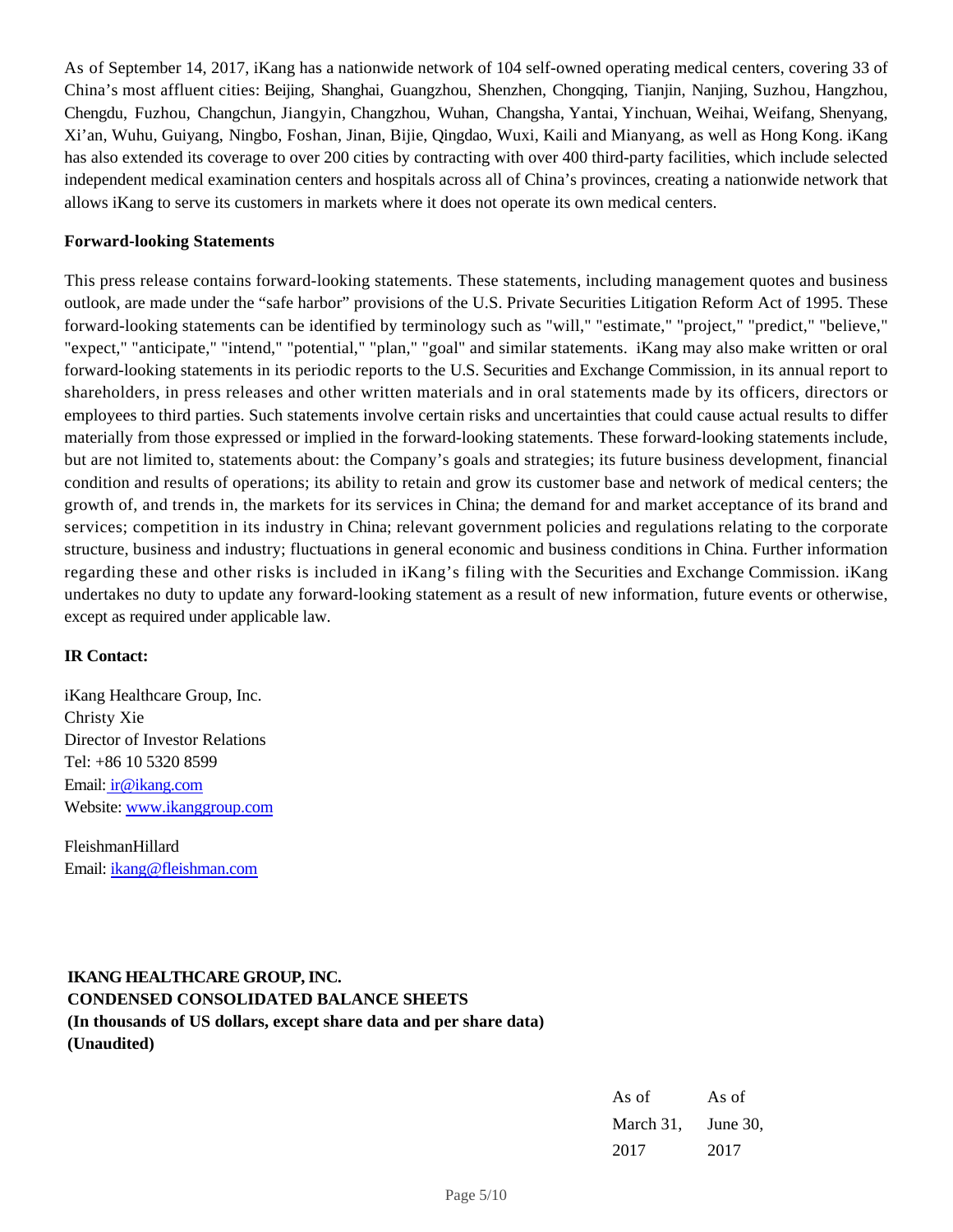As of September 14, 2017, iKang has a nationwide network of 104 self-owned operating medical centers, covering 33 of China's most affluent cities: Beijing, Shanghai, Guangzhou, Shenzhen, Chongqing, Tianjin, Nanjing, Suzhou, Hangzhou, Chengdu, Fuzhou, Changchun, Jiangyin, Changzhou, Wuhan, Changsha, Yantai, Yinchuan, Weihai, Weifang, Shenyang, Xi'an, Wuhu, Guiyang, Ningbo, Foshan, Jinan, Bijie, Qingdao, Wuxi, Kaili and Mianyang, as well as Hong Kong. iKang has also extended its coverage to over 200 cities by contracting with over 400 third-party facilities, which include selected independent medical examination centers and hospitals across all of China's provinces, creating a nationwide network that allows iKang to serve its customers in markets where it does not operate its own medical centers.

**Forward-looking Statements**

This press release contains forward-looking statements. These statements, including management quotes and business outlook, are made under the "safe harbor" provisions of the U.S. Private Securities Litigation Reform Act of 1995. These forward-looking statements can be identified by terminology such as "will," "estimate," "project," "predict," "believe," "expect," "anticipate," "intend," "potential," "plan," "goal" and similar statements. iKang may also make written or oral forward-looking statements in its periodic reports to the U.S. Securities and Exchange Commission, in its annual report to shareholders, in press releases and other written materials and in oral statements made by its officers, directors or employees to third parties. Such statements involve certain risks and uncertainties that could cause actual results to differ materially from those expressed or implied in the forward-looking statements. These forward-looking statements include, but are not limited to, statements about: the Company's goals and strategies; its future business development, financial condition and results of operations; its ability to retain and grow its customer base and network of medical centers; the growth of, and trends in, the markets for its services in China; the demand for and market acceptance of its brand and services; competition in its industry in China; relevant government policies and regulations relating to the corporate structure, business and industry; fluctuations in general economic and business conditions in China. Further information regarding these and other risks is included in iKang's filing with the Securities and Exchange Commission. iKang undertakes no duty to update any forward-looking statement as a result of new information, future events or otherwise, except as required under applicable law.

**IR Contact:**

iKang Healthcare Group, Inc.
Christy Xie
Director of Investor Relations
Tel: +86 10 5320 8599
Email: ir@ikang.com
Website: www.ikanggroup.com

FleishmanHillard
Email: ikang@fleishman.com

**IKANG HEALTHCARE GROUP, INC.**
**CONDENSED CONSOLIDATED BALANCE SHEETS**
**(In thousands of US dollars, except share data and per share data)**
**(Unaudited)**

| | As of March 31, 2017 | As of June 30, 2017 |
|---|---|---|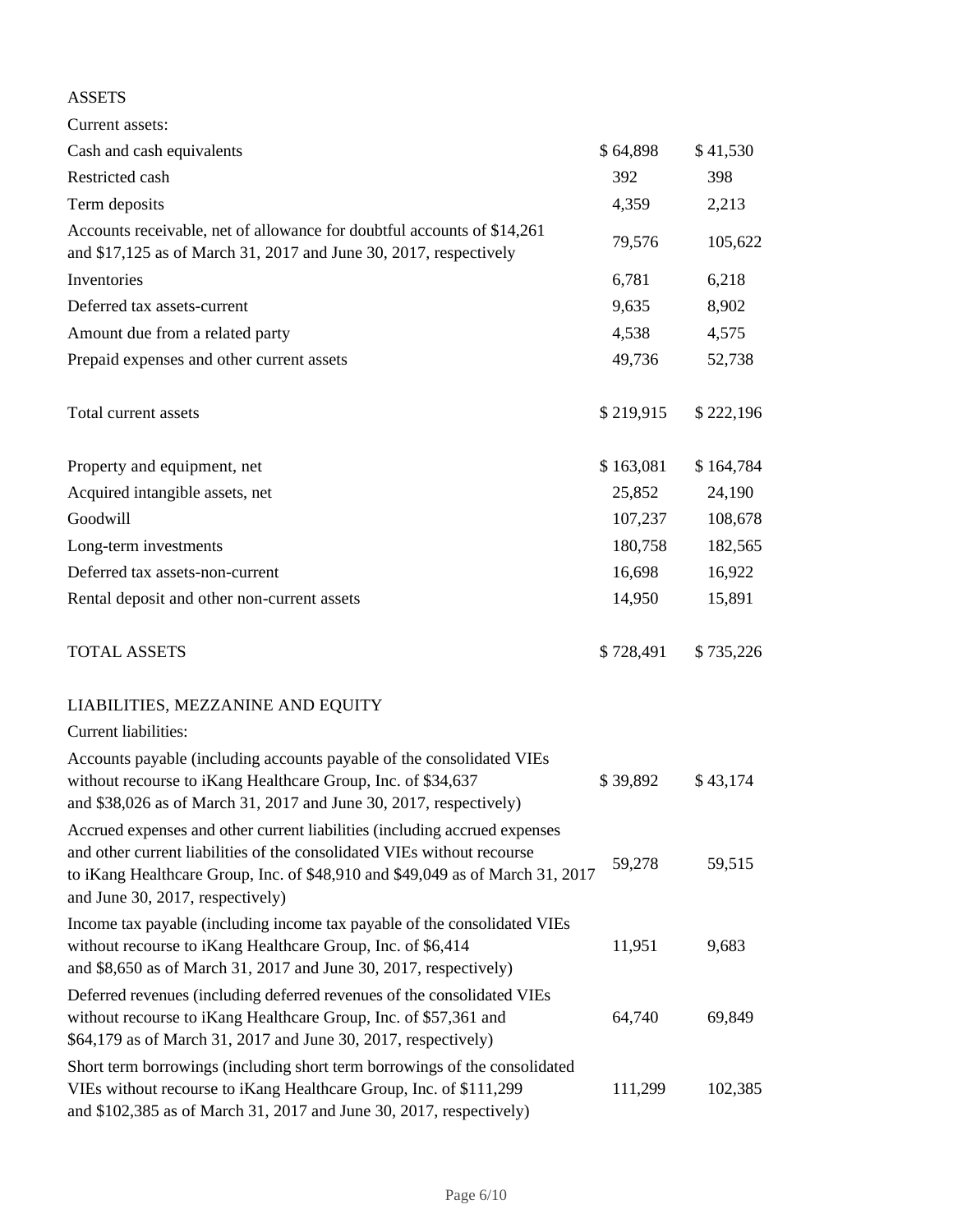| | | |
|---|---|---|
| ASSETS | | |
| Current assets: | | |
| Cash and cash equivalents | $ 64,898 | $ 41,530 |
| Restricted cash | 392 | 398 |
| Term deposits | 4,359 | 2,213 |
| Accounts receivable, net of allowance for doubtful accounts of $14,261 and $17,125 as of March 31, 2017 and June 30, 2017, respectively | 79,576 | 105,622 |
| Inventories | 6,781 | 6,218 |
| Deferred tax assets-current | 9,635 | 8,902 |
| Amount due from a related party | 4,538 | 4,575 |
| Prepaid expenses and other current assets | 49,736 | 52,738 |
| Total current assets | $ 219,915 | $ 222,196 |
| Property and equipment, net | $ 163,081 | $ 164,784 |
| Acquired intangible assets, net | 25,852 | 24,190 |
| Goodwill | 107,237 | 108,678 |
| Long-term investments | 180,758 | 182,565 |
| Deferred tax assets-non-current | 16,698 | 16,922 |
| Rental deposit and other non-current assets | 14,950 | 15,891 |
| TOTAL ASSETS | $ 728,491 | $ 735,226 |
| LIABILITIES, MEZZANINE AND EQUITY | | |
| Current liabilities: | | |
| Accounts payable (including accounts payable of the consolidated VIEs without recourse to iKang Healthcare Group, Inc. of $34,637 and $38,026 as of March 31, 2017 and June 30, 2017, respectively) | $ 39,892 | $ 43,174 |
| Accrued expenses and other current liabilities (including accrued expenses and other current liabilities of the consolidated VIEs without recourse to iKang Healthcare Group, Inc. of $48,910 and $49,049 as of March 31, 2017 and June 30, 2017, respectively) | 59,278 | 59,515 |
| Income tax payable (including income tax payable of the consolidated VIEs without recourse to iKang Healthcare Group, Inc. of $6,414 and $8,650 as of March 31, 2017 and June 30, 2017, respectively) | 11,951 | 9,683 |
| Deferred revenues (including deferred revenues of the consolidated VIEs without recourse to iKang Healthcare Group, Inc. of $57,361 and $64,179 as of March 31, 2017 and June 30, 2017, respectively) | 64,740 | 69,849 |
| Short term borrowings (including short term borrowings of the consolidated VIEs without recourse to iKang Healthcare Group, Inc. of $111,299 and $102,385 as of March 31, 2017 and June 30, 2017, respectively) | 111,299 | 102,385 |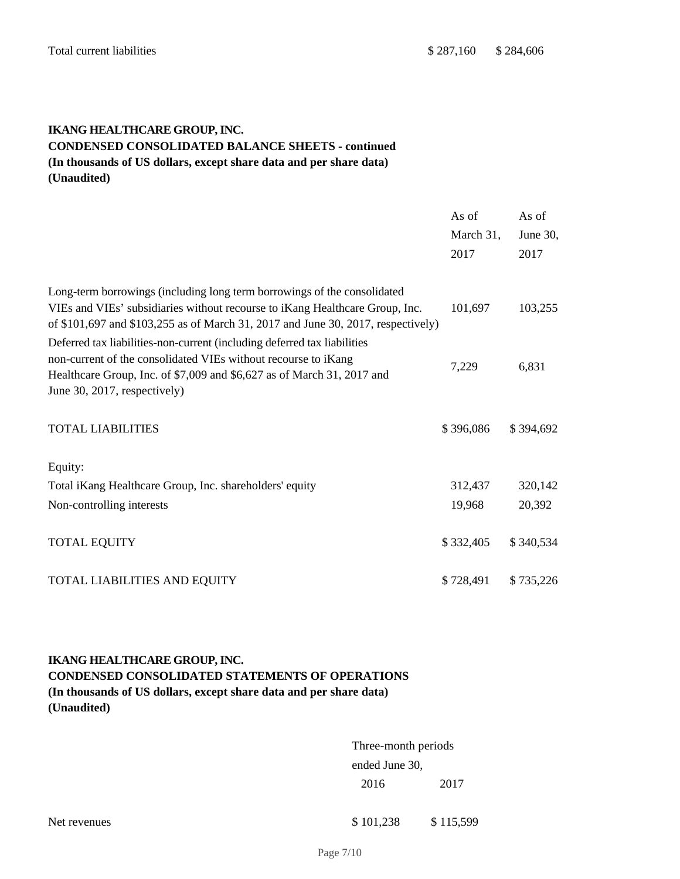| | | |
|---|---|---|
| Total current liabilities | $ 287,160 | $ 284,606 |

**IKANG HEALTHCARE GROUP, INC.**
**CONDENSED CONSOLIDATED BALANCE SHEETS - continued**
**(In thousands of US dollars, except share data and per share data)**
**(Unaudited)**

| | As of March 31, 2017 | As of June 30, 2017 |
|---|---|---|
| Long-term borrowings (including long term borrowings of the consolidated VIEs and VIEs' subsidiaries without recourse to iKang Healthcare Group, Inc. of $101,697 and $103,255 as of March 31, 2017 and June 30, 2017, respectively) | 101,697 | 103,255 |
| Deferred tax liabilities-non-current (including deferred tax liabilities non-current of the consolidated VIEs without recourse to iKang Healthcare Group, Inc. of $7,009 and $6,627 as of March 31, 2017 and June 30, 2017, respectively) | 7,229 | 6,831 |
| TOTAL LIABILITIES | $ 396,086 | $ 394,692 |
| Equity: | | |
| Total iKang Healthcare Group, Inc. shareholders' equity | 312,437 | 320,142 |
| Non-controlling interests | 19,968 | 20,392 |
| TOTAL EQUITY | $ 332,405 | $ 340,534 |
| TOTAL LIABILITIES AND EQUITY | $ 728,491 | $ 735,226 |

**IKANG HEALTHCARE GROUP, INC.**
**CONDENSED CONSOLIDATED STATEMENTS OF OPERATIONS**
**(In thousands of US dollars, except share data and per share data)**
**(Unaudited)**

| | Three-month periods ended June 30, | |
|---|---|---|
| | 2016 | 2017 |
| Net revenues | $ 101,238 | $ 115,599 |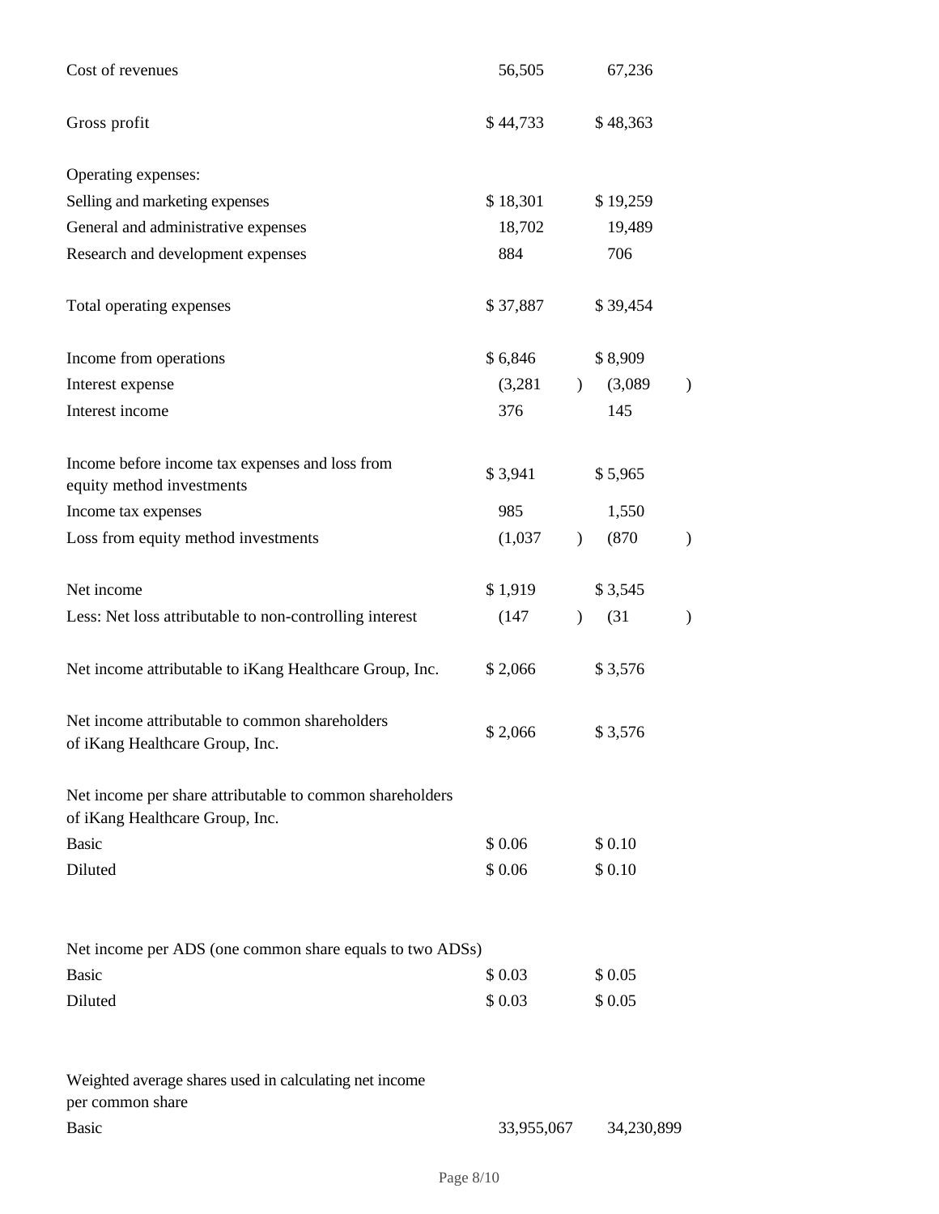| | | |
|---|---|---|
| Cost of revenues | 56,505 | 67,236 |
| Gross profit | $ 44,733 | $ 48,363 |
| Operating expenses: | | |
| Selling and marketing expenses | $ 18,301 | $ 19,259 |
| General and administrative expenses | 18,702 | 19,489 |
| Research and development expenses | 884 | 706 |
| Total operating expenses | $ 37,887 | $ 39,454 |
| Income from operations | $ 6,846 | $ 8,909 |
| Interest expense | (3,281) | (3,089) |
| Interest income | 376 | 145 |
| Income before income tax expenses and loss from equity method investments | $ 3,941 | $ 5,965 |
| Income tax expenses | 985 | 1,550 |
| Loss from equity method investments | (1,037) | (870) |
| Net income | $ 1,919 | $ 3,545 |
| Less: Net loss attributable to non-controlling interest | (147) | (31) |
| Net income attributable to iKang Healthcare Group, Inc. | $ 2,066 | $ 3,576 |
| Net income attributable to common shareholders of iKang Healthcare Group, Inc. | $ 2,066 | $ 3,576 |
| Net income per share attributable to common shareholders of iKang Healthcare Group, Inc. | | |
| Basic | $ 0.06 | $ 0.10 |
| Diluted | $ 0.06 | $ 0.10 |
| Net income per ADS (one common share equals to two ADSs) | | |
| Basic | $ 0.03 | $ 0.05 |
| Diluted | $ 0.03 | $ 0.05 |
| Weighted average shares used in calculating net income per common share | | |
| Basic | 33,955,067 | 34,230,899 |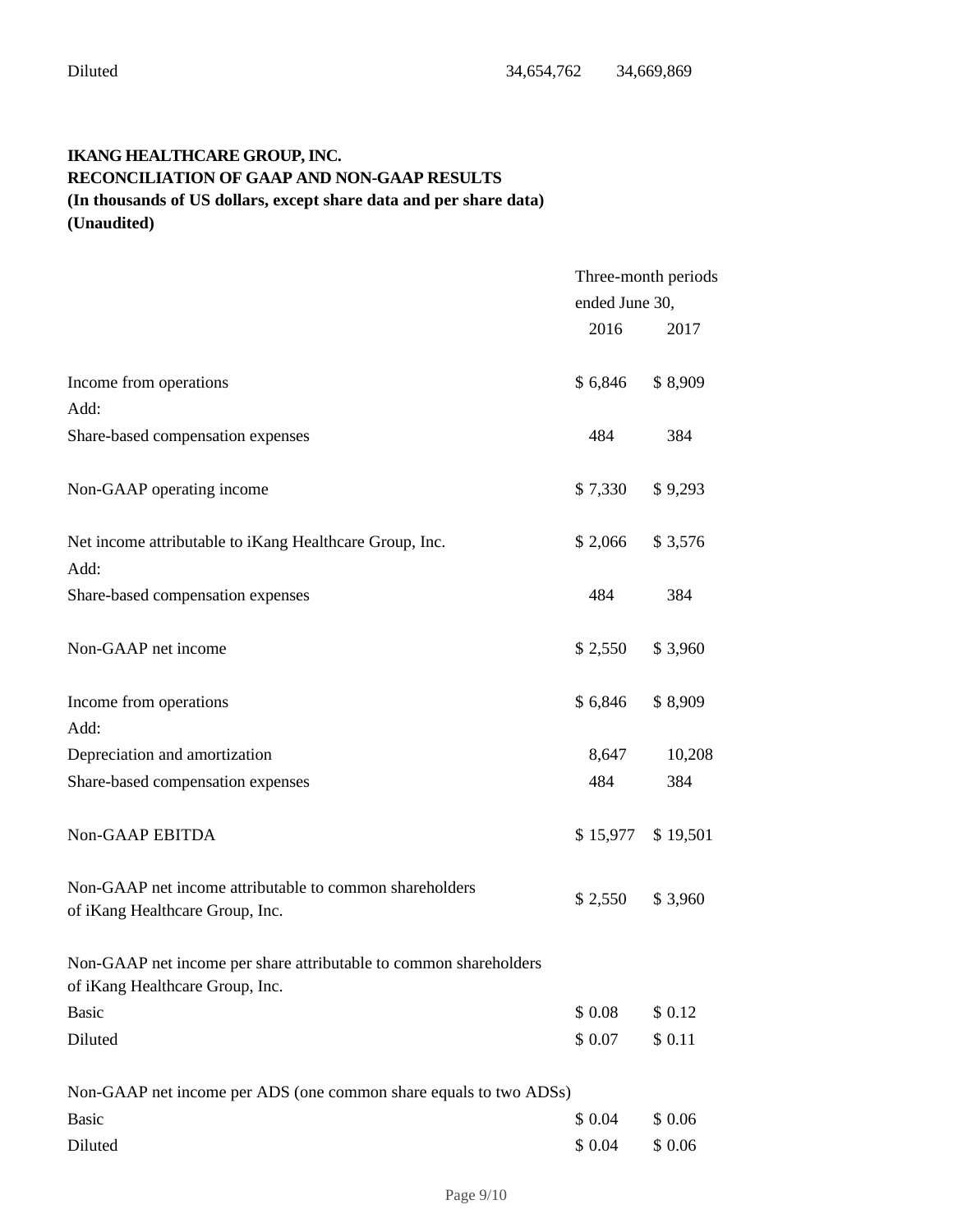| Diluted | 34,654,762 | 34,669,869 |
|---|---|---|

**IKANG HEALTHCARE GROUP, INC.**
**RECONCILIATION OF GAAP AND NON-GAAP RESULTS**
**(In thousands of US dollars, except share data and per share data)**
**(Unaudited)**

| | Three-month periods ended June 30, | |
|---|---|---|
| | 2016 | 2017 |
| Income from operations | $ 6,846 | $ 8,909 |
| Add: | | |
| Share-based compensation expenses | 484 | 384 |
| Non-GAAP operating income | $ 7,330 | $ 9,293 |
| Net income attributable to iKang Healthcare Group, Inc. | $ 2,066 | $ 3,576 |
| Add: | | |
| Share-based compensation expenses | 484 | 384 |
| Non-GAAP net income | $ 2,550 | $ 3,960 |
| Income from operations | $ 6,846 | $ 8,909 |
| Add: | | |
| Depreciation and amortization | 8,647 | 10,208 |
| Share-based compensation expenses | 484 | 384 |
| Non-GAAP EBITDA | $ 15,977 | $ 19,501 |
| Non-GAAP net income attributable to common shareholders of iKang Healthcare Group, Inc. | $ 2,550 | $ 3,960 |
| Non-GAAP net income per share attributable to common shareholders of iKang Healthcare Group, Inc. | | |
| Basic | $ 0.08 | $ 0.12 |
| Diluted | $ 0.07 | $ 0.11 |
| Non-GAAP net income per ADS (one common share equals to two ADSs) | | |
| Basic | $ 0.04 | $ 0.06 |
| Diluted | $ 0.04 | $ 0.06 |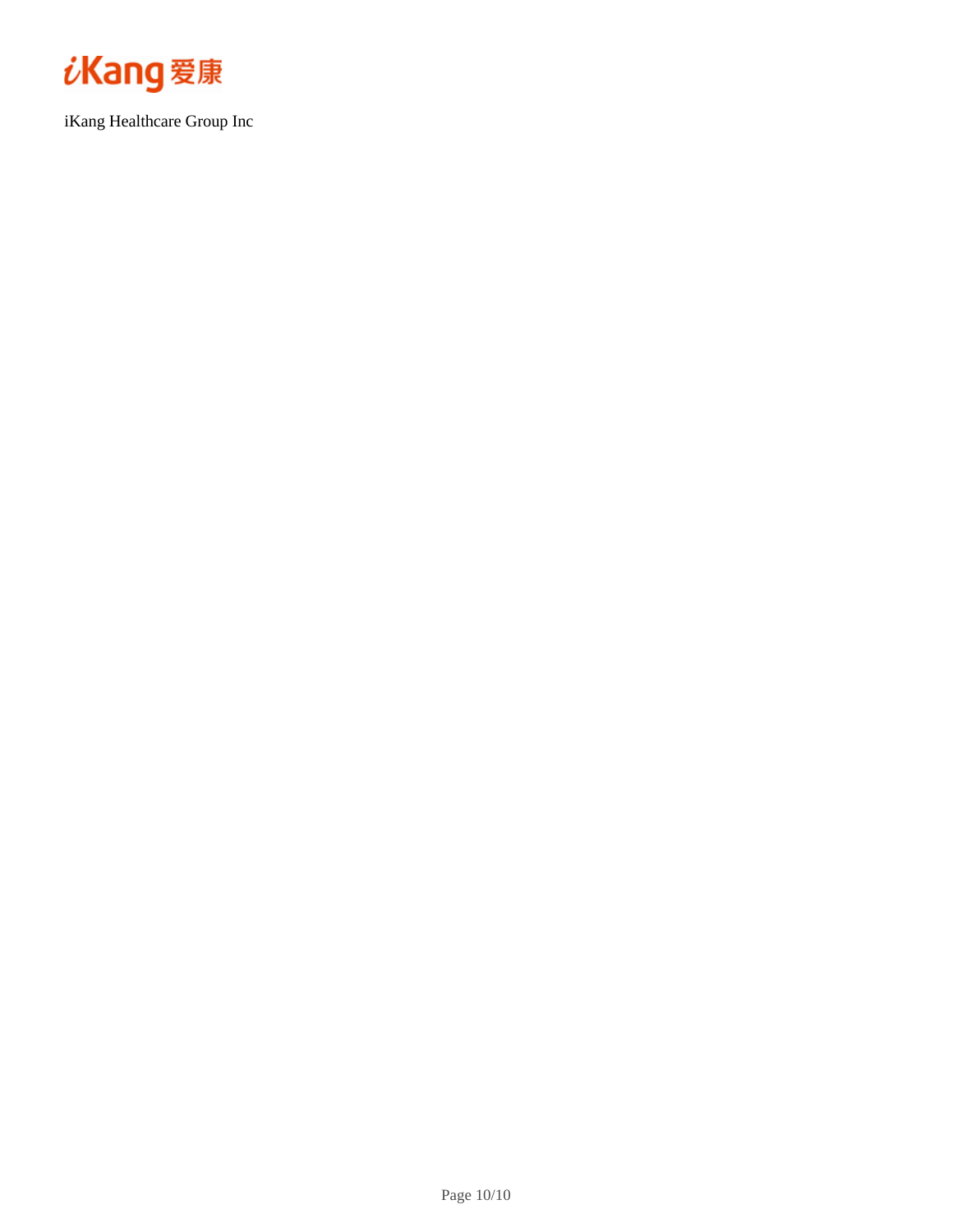iKang 爱康

iKang Healthcare Group Inc